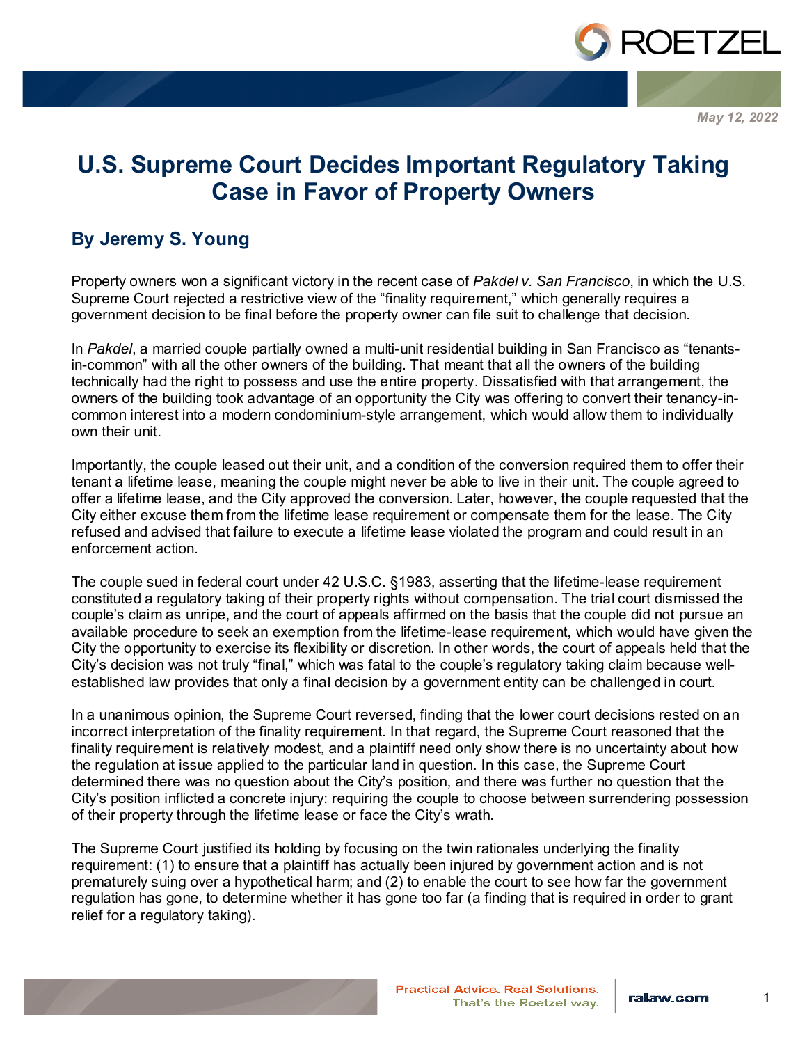May 12, 2022

# U.S. Supreme Court Decides Important Regulatory Taking Case in Favor of Property Owners

## By Jeremy S. Young

Property owners won a significant victory in the recent case of *Pakdel v. San Francisco*, in which the U.S. Supreme Court rejected a restrictive view of the "finality requirement," which generally requires a government decision to be final before the property owner can file suit to challenge that decision.

In *Pakdel*, a married couple partially owned a multi-unit residential building in San Francisco as "tenants-in-common" with all the other owners of the building. That meant that all the owners of the building technically had the right to possess and use the entire property. Dissatisfied with that arrangement, the owners of the building took advantage of an opportunity the City was offering to convert their tenancy-in-common interest into a modern condominium-style arrangement, which would allow them to individually own their unit.

Importantly, the couple leased out their unit, and a condition of the conversion required them to offer their tenant a lifetime lease, meaning the couple might never be able to live in their unit. The couple agreed to offer a lifetime lease, and the City approved the conversion. Later, however, the couple requested that the City either excuse them from the lifetime lease requirement or compensate them for the lease. The City refused and advised that failure to execute a lifetime lease violated the program and could result in an enforcement action.

The couple sued in federal court under 42 U.S.C. §1983, asserting that the lifetime-lease requirement constituted a regulatory taking of their property rights without compensation. The trial court dismissed the couple's claim as unripe, and the court of appeals affirmed on the basis that the couple did not pursue an available procedure to seek an exemption from the lifetime-lease requirement, which would have given the City the opportunity to exercise its flexibility or discretion. In other words, the court of appeals held that the City's decision was not truly "final," which was fatal to the couple's regulatory taking claim because well-established law provides that only a final decision by a government entity can be challenged in court.

In a unanimous opinion, the Supreme Court reversed, finding that the lower court decisions rested on an incorrect interpretation of the finality requirement. In that regard, the Supreme Court reasoned that the finality requirement is relatively modest, and a plaintiff need only show there is no uncertainty about how the regulation at issue applied to the particular land in question. In this case, the Supreme Court determined there was no question about the City's position, and there was further no question that the City's position inflicted a concrete injury: requiring the couple to choose between surrendering possession of their property through the lifetime lease or face the City's wrath.

The Supreme Court justified its holding by focusing on the twin rationales underlying the finality requirement: (1) to ensure that a plaintiff has actually been injured by government action and is not prematurely suing over a hypothetical harm; and (2) to enable the court to see how far the government regulation has gone, to determine whether it has gone too far (a finding that is required in order to grant relief for a regulatory taking).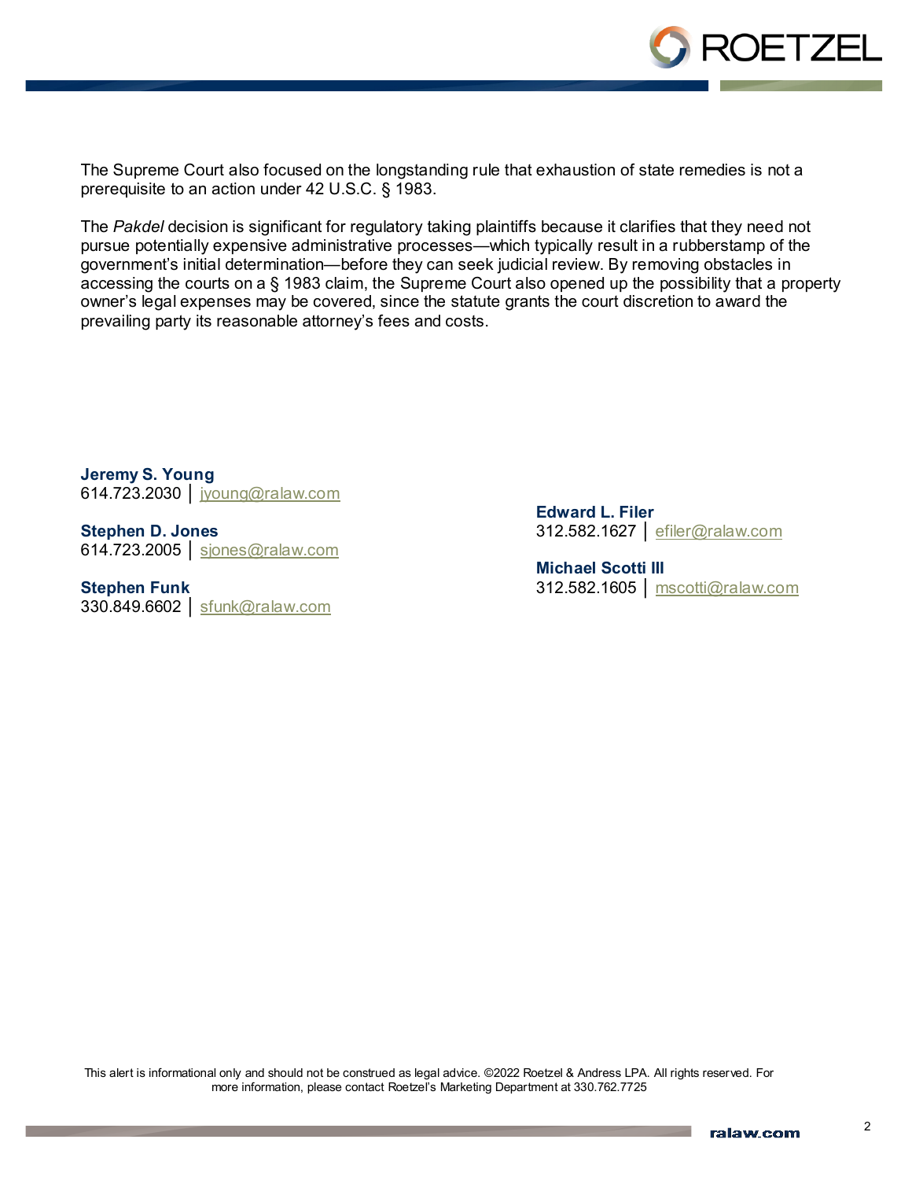The Supreme Court also focused on the longstanding rule that exhaustion of state remedies is not a prerequisite to an action under 42 U.S.C. § 1983.

The *Pakdel* decision is significant for regulatory taking plaintiffs because it clarifies that they need not pursue potentially expensive administrative processes—which typically result in a rubberstamp of the government's initial determination—before they can seek judicial review. By removing obstacles in accessing the courts on a § 1983 claim, the Supreme Court also opened up the possibility that a property owner's legal expenses may be covered, since the statute grants the court discretion to award the prevailing party its reasonable attorney's fees and costs.

**Jeremy S. Young**
614.723.2030 │ jyoung@ralaw.com

**Stephen D. Jones**
614.723.2005 │ sjones@ralaw.com

**Stephen Funk**
330.849.6602 │ sfunk@ralaw.com

**Edward L. Filer**
312.582.1627 │ efiler@ralaw.com

**Michael Scotti III**
312.582.1605 │ mscotti@ralaw.com

This alert is informational only and should not be construed as legal advice. ©2022 Roetzel & Andress LPA. All rights reserved. For more information, please contact Roetzel's Marketing Department at 330.762.7725